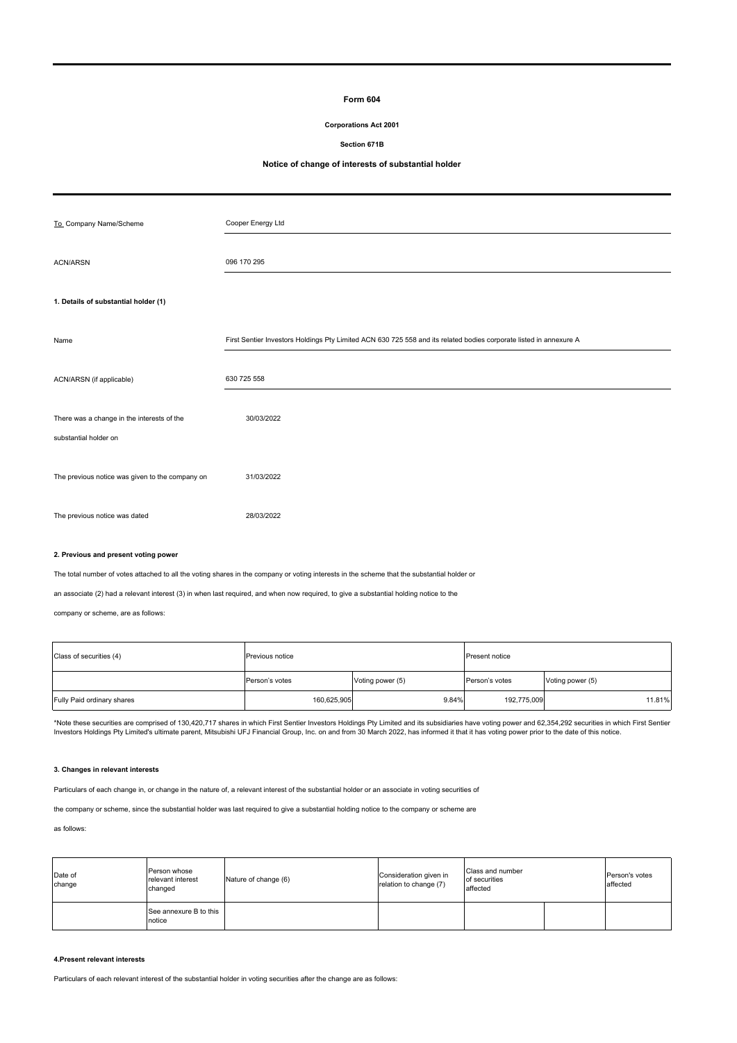# Form 604

**Corporations Act 2001**

**Section 671B**

**Notice of change of interests of substantial holder**

| | |
|---|---|
| To Company Name/Scheme | Cooper Energy Ltd |
| ACN/ARSN | 096 170 295 |

**1. Details of substantial holder (1)**

| | |
|---|---|
| Name | First Sentier Investors Holdings Pty Limited ACN 630 725 558 and its related bodies corporate listed in annexure A |
| ACN/ARSN (if applicable) | 630 725 558 |

There was a change in the interests of the substantial holder on 30/03/2022

The previous notice was given to the company on 31/03/2022

The previous notice was dated 28/03/2022

**2. Previous and present voting power**

The total number of votes attached to all the voting shares in the company or voting interests in the scheme that the substantial holder or an associate (2) had a relevant interest (3) in when last required, and when now required, to give a substantial holding notice to the company or scheme, are as follows:

| Class of securities (4) | Previous notice | | Present notice | |
|---|---|---|---|---|
| | Person's votes | Voting power (5) | Person's votes | Voting power (5) |
| Fully Paid ordinary shares | 160,625,905 | 9.84% | 192,775,009 | 11.81% |

*Note these securities are comprised of 130,420,717 shares in which First Sentier Investors Holdings Pty Limited and its subsidiaries have voting power and 62,354,292 securities in which First Sentier Investors Holdings Pty Limited's ultimate parent, Mitsubishi UFJ Financial Group, Inc. on and from 30 March 2022, has informed it that it has voting power prior to the date of this notice.

**3. Changes in relevant interests**

Particulars of each change in, or change in the nature of, a relevant interest of the substantial holder or an associate in voting securities of the company or scheme, since the substantial holder was last required to give a substantial holding notice to the company or scheme are as follows:

| Date of change | Person whose relevant interest changed | Nature of change (6) | Consideration given in relation to change (7) | Class and number of securities affected | | Person's votes affected |
|---|---|---|---|---|---|---|
| | See annexure B to this notice | | | | | |

**4.Present relevant interests**

Particulars of each relevant interest of the substantial holder in voting securities after the change are as follows: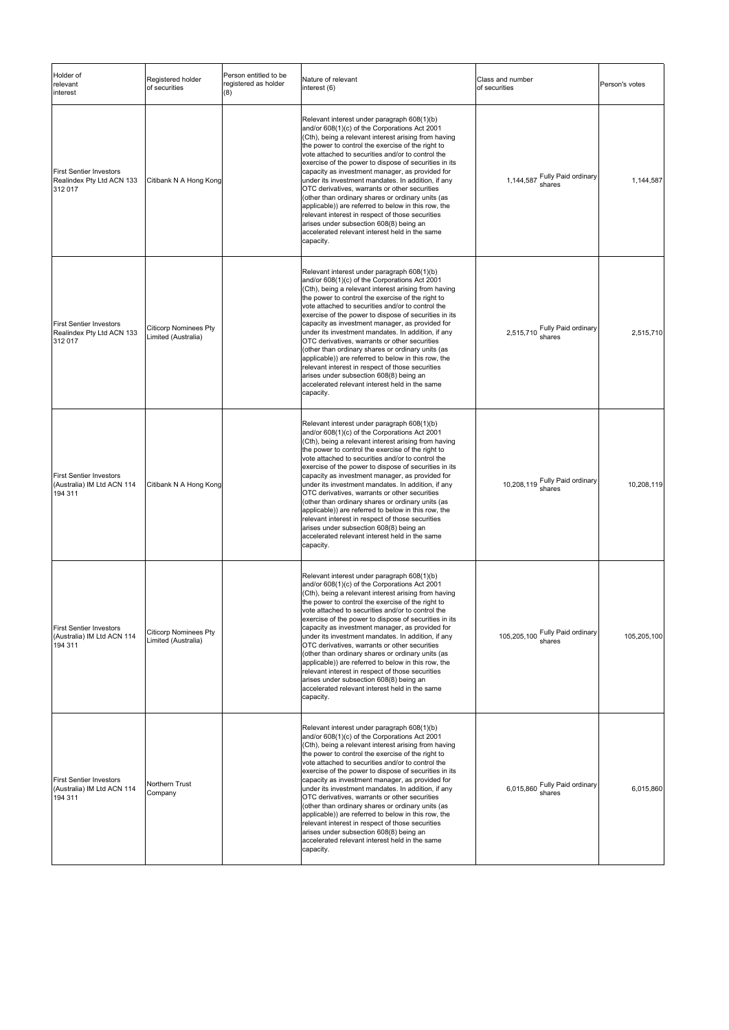| Holder of relevant interest | Registered holder of securities | Person entitled to be registered as holder (8) | Nature of relevant interest (6) | Class and number of securities | | Person's votes |
| --- | --- | --- | --- | --- | --- | --- |
| First Sentier Investors Realindex Pty Ltd ACN 133 312 017 | Citibank N A Hong Kong | | Relevant interest under paragraph 608(1)(b) and/or 608(1)(c) of the Corporations Act 2001 (Cth), being a relevant interest arising from having the power to control the exercise of the right to vote attached to securities and/or to control the exercise of the power to dispose of securities in its capacity as investment manager, as provided for under its investment mandates. In addition, if any OTC derivatives, warrants or other securities (other than ordinary shares or ordinary units (as applicable)) are referred to below in this row, the relevant interest in respect of those securities arises under subsection 608(8) being an accelerated relevant interest held in the same capacity. | 1,144,587 | Fully Paid ordinary shares | 1,144,587 |
| First Sentier Investors Realindex Pty Ltd ACN 133 312 017 | Citicorp Nominees Pty Limited (Australia) | | Relevant interest under paragraph 608(1)(b) and/or 608(1)(c) of the Corporations Act 2001 (Cth), being a relevant interest arising from having the power to control the exercise of the right to vote attached to securities and/or to control the exercise of the power to dispose of securities in its capacity as investment manager, as provided for under its investment mandates. In addition, if any OTC derivatives, warrants or other securities (other than ordinary shares or ordinary units (as applicable)) are referred to below in this row, the relevant interest in respect of those securities arises under subsection 608(8) being an accelerated relevant interest held in the same capacity. | 2,515,710 | Fully Paid ordinary shares | 2,515,710 |
| First Sentier Investors (Australia) IM Ltd ACN 114 194 311 | Citibank N A Hong Kong | | Relevant interest under paragraph 608(1)(b) and/or 608(1)(c) of the Corporations Act 2001 (Cth), being a relevant interest arising from having the power to control the exercise of the right to vote attached to securities and/or to control the exercise of the power to dispose of securities in its capacity as investment manager, as provided for under its investment mandates. In addition, if any OTC derivatives, warrants or other securities (other than ordinary shares or ordinary units (as applicable)) are referred to below in this row, the relevant interest in respect of those securities arises under subsection 608(8) being an accelerated relevant interest held in the same capacity. | 10,208,119 | Fully Paid ordinary shares | 10,208,119 |
| First Sentier Investors (Australia) IM Ltd ACN 114 194 311 | Citicorp Nominees Pty Limited (Australia) | | Relevant interest under paragraph 608(1)(b) and/or 608(1)(c) of the Corporations Act 2001 (Cth), being a relevant interest arising from having the power to control the exercise of the right to vote attached to securities and/or to control the exercise of the power to dispose of securities in its capacity as investment manager, as provided for under its investment mandates. In addition, if any OTC derivatives, warrants or other securities (other than ordinary shares or ordinary units (as applicable)) are referred to below in this row, the relevant interest in respect of those securities arises under subsection 608(8) being an accelerated relevant interest held in the same capacity. | 105,205,100 | Fully Paid ordinary shares | 105,205,100 |
| First Sentier Investors (Australia) IM Ltd ACN 114 194 311 | Northern Trust Company | | Relevant interest under paragraph 608(1)(b) and/or 608(1)(c) of the Corporations Act 2001 (Cth), being a relevant interest arising from having the power to control the exercise of the right to vote attached to securities and/or to control the exercise of the power to dispose of securities in its capacity as investment manager, as provided for under its investment mandates. In addition, if any OTC derivatives, warrants or other securities (other than ordinary shares or ordinary units (as applicable)) are referred to below in this row, the relevant interest in respect of those securities arises under subsection 608(8) being an accelerated relevant interest held in the same capacity. | 6,015,860 | Fully Paid ordinary shares | 6,015,860 |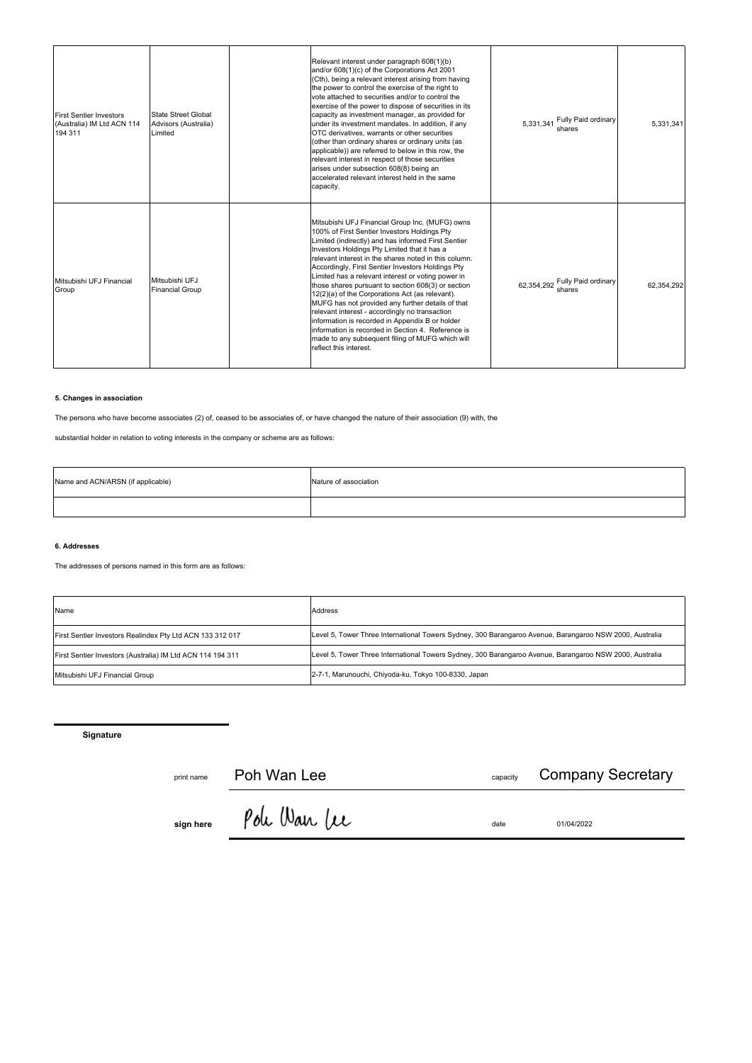| | | | | | |
|---|---|---|---|---|---|
| First Sentier Investors (Australia) IM Ltd ACN 114 194 311 | State Street Global Advisors (Australia) Limited | | Relevant interest under paragraph 608(1)(b) and/or 608(1)(c) of the Corporations Act 2001 (Cth), being a relevant interest arising from having the power to control the exercise of the right to vote attached to securities and/or to control the exercise of the power to dispose of securities in its capacity as investment manager, as provided for under its investment mandates. In addition, if any OTC derivatives, warrants or other securities (other than ordinary shares or ordinary units (as applicable)) are referred to below in this row, the relevant interest in respect of those securities arises under subsection 608(8) being an accelerated relevant interest held in the same capacity. | 5,331,341 Fully Paid ordinary shares | 5,331,341 |
| Mitsubishi UFJ Financial Group | Mitsubishi UFJ Financial Group | | Mitsubishi UFJ Financial Group Inc. (MUFG) owns 100% of First Sentier Investors Holdings Pty Limited (indirectly) and has informed First Sentier Investors Holdings Pty Limited that it has a relevant interest in the shares noted in this column. Accordingly, First Sentier Investors Holdings Pty Limited has a relevant interest or voting power in those shares pursuant to section 608(3) or section 12(2)(a) of the Corporations Act (as relevant). MUFG has not provided any further details of that relevant interest - accordingly no transaction information is recorded in Appendix B or holder information is recorded in Section 4. Reference is made to any subsequent filing of MUFG which will reflect this interest. | 62,354,292 Fully Paid ordinary shares | 62,354,292 |

**5. Changes in association**

The persons who have become associates (2) of, ceased to be associates of, or have changed the nature of their association (9) with, the

substantial holder in relation to voting interests in the company or scheme are as follows:

| Name and ACN/ARSN (if applicable) | Nature of association |
|---|---|
| | |

**6. Addresses**

The addresses of persons named in this form are as follows:

| Name | Address |
|---|---|
| First Sentier Investors Realindex Pty Ltd ACN 133 312 017 | Level 5, Tower Three International Towers Sydney, 300 Barangaroo Avenue, Barangaroo NSW 2000, Australia |
| First Sentier Investors (Australia) IM Ltd ACN 114 194 311 | Level 5, Tower Three International Towers Sydney, 300 Barangaroo Avenue, Barangaroo NSW 2000, Australia |
| Mitsubishi UFJ Financial Group | 2-7-1, Marunouchi, Chiyoda-ku, Tokyo 100-8330, Japan |

**Signature**

print name Poh Wan Lee capacity Company Secretary

**sign here** Poh Wan Lee date 01/04/2022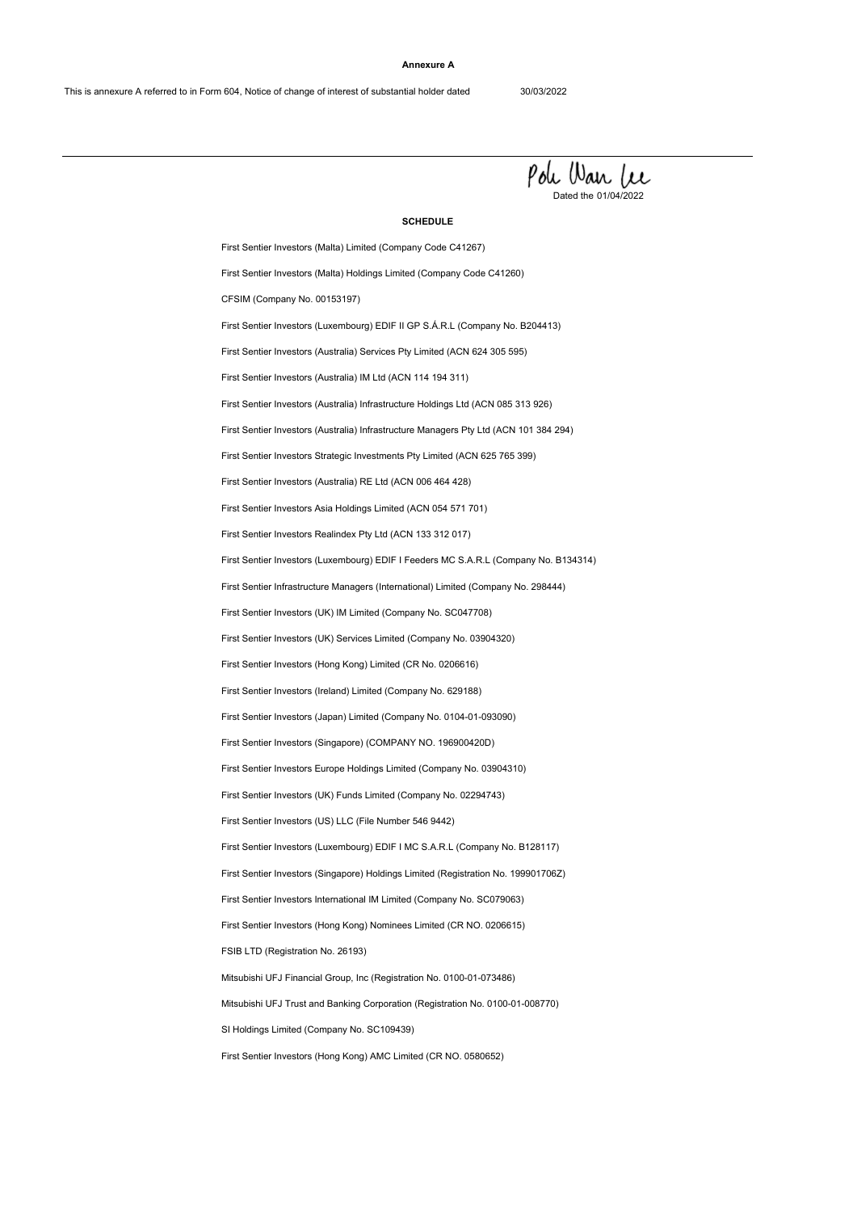**Annexure A**

This is annexure A referred to in Form 604, Notice of change of interest of substantial holder dated 30/03/2022

Pole Wan Lee

Dated the 01/04/2022

**SCHEDULE**

First Sentier Investors (Malta) Limited (Company Code C41267)

First Sentier Investors (Malta) Holdings Limited (Company Code C41260)

CFSIM (Company No. 00153197)

First Sentier Investors (Luxembourg) EDIF II GP S.Á.R.L (Company No. B204413)

First Sentier Investors (Australia) Services Pty Limited (ACN 624 305 595)

First Sentier Investors (Australia) IM Ltd (ACN 114 194 311)

First Sentier Investors (Australia) Infrastructure Holdings Ltd (ACN 085 313 926)

First Sentier Investors (Australia) Infrastructure Managers Pty Ltd (ACN 101 384 294)

First Sentier Investors Strategic Investments Pty Limited (ACN 625 765 399)

First Sentier Investors (Australia) RE Ltd (ACN 006 464 428)

First Sentier Investors Asia Holdings Limited (ACN 054 571 701)

First Sentier Investors Realindex Pty Ltd (ACN 133 312 017)

First Sentier Investors (Luxembourg) EDIF I Feeders MC S.A.R.L (Company No. B134314)

First Sentier Infrastructure Managers (International) Limited (Company No. 298444)

First Sentier Investors (UK) IM Limited (Company No. SC047708)

First Sentier Investors (UK) Services Limited (Company No. 03904320)

First Sentier Investors (Hong Kong) Limited (CR No. 0206616)

First Sentier Investors (Ireland) Limited (Company No. 629188)

First Sentier Investors (Japan) Limited (Company No. 0104-01-093090)

First Sentier Investors (Singapore) (COMPANY NO. 196900420D)

First Sentier Investors Europe Holdings Limited (Company No. 03904310)

First Sentier Investors (UK) Funds Limited (Company No. 02294743)

First Sentier Investors (US) LLC (File Number 546 9442)

First Sentier Investors (Luxembourg) EDIF I MC S.A.R.L (Company No. B128117)

First Sentier Investors (Singapore) Holdings Limited (Registration No. 199901706Z)

First Sentier Investors International IM Limited (Company No. SC079063)

First Sentier Investors (Hong Kong) Nominees Limited (CR NO. 0206615)

FSIB LTD (Registration No. 26193)

Mitsubishi UFJ Financial Group, Inc (Registration No. 0100-01-073486)

Mitsubishi UFJ Trust and Banking Corporation (Registration No. 0100-01-008770)

SI Holdings Limited (Company No. SC109439)

First Sentier Investors (Hong Kong) AMC Limited (CR NO. 0580652)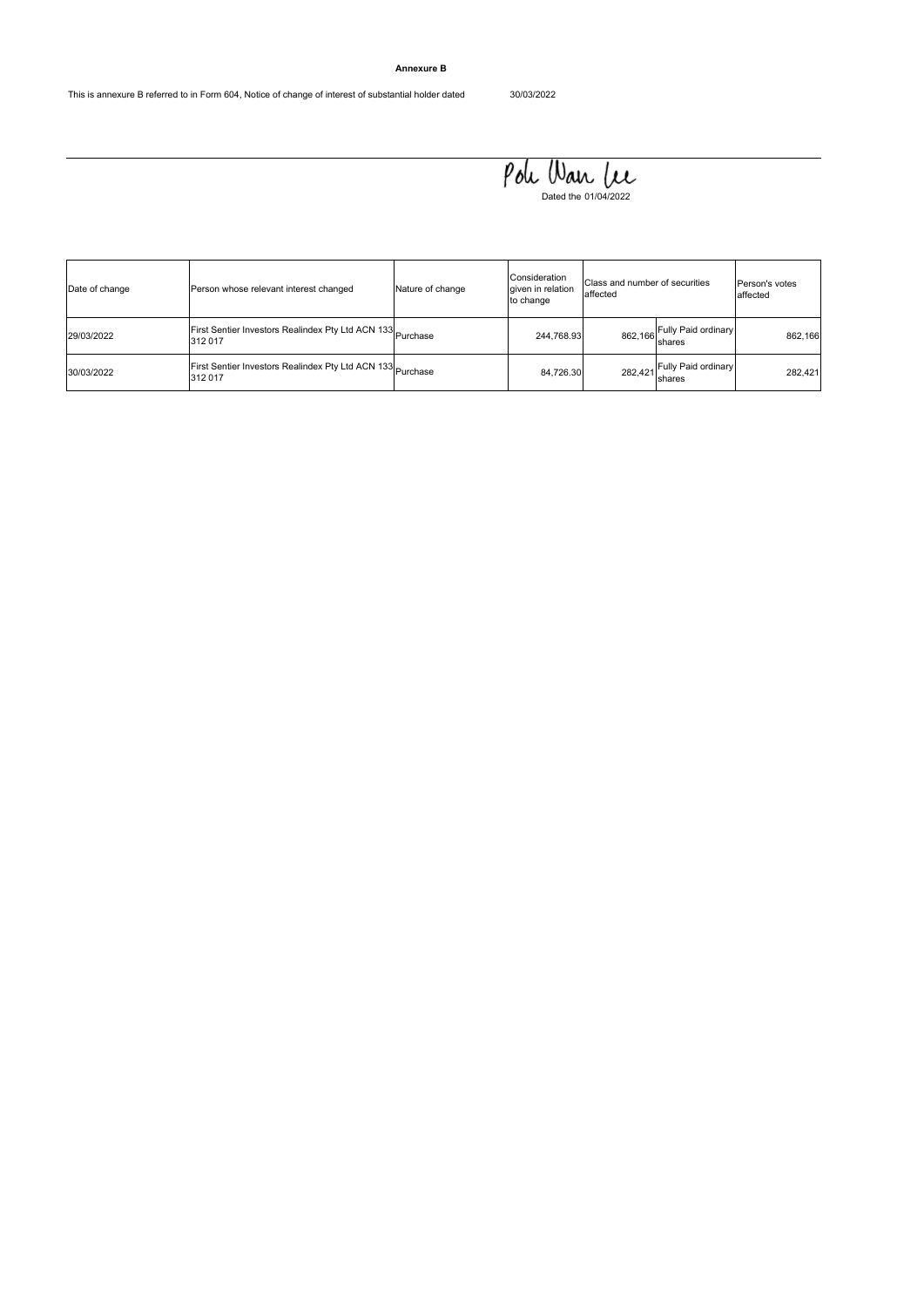**Annexure B**

This is annexure B referred to in Form 604, Notice of change of interest of substantial holder dated 30/03/2022

Poh Wan Lee

Dated the 01/04/2022

| Date of change | Person whose relevant interest changed | Nature of change | Consideration given in relation to change | Class and number of securities affected | | Person's votes affected |
|---|---|---|---|---|---|---|
| 29/03/2022 | First Sentier Investors Realindex Pty Ltd ACN 133 312 017 | Purchase | 244,768.93 | 862,166 | Fully Paid ordinary shares | 862,166 |
| 30/03/2022 | First Sentier Investors Realindex Pty Ltd ACN 133 312 017 | Purchase | 84,726.30 | 282,421 | Fully Paid ordinary shares | 282,421 |